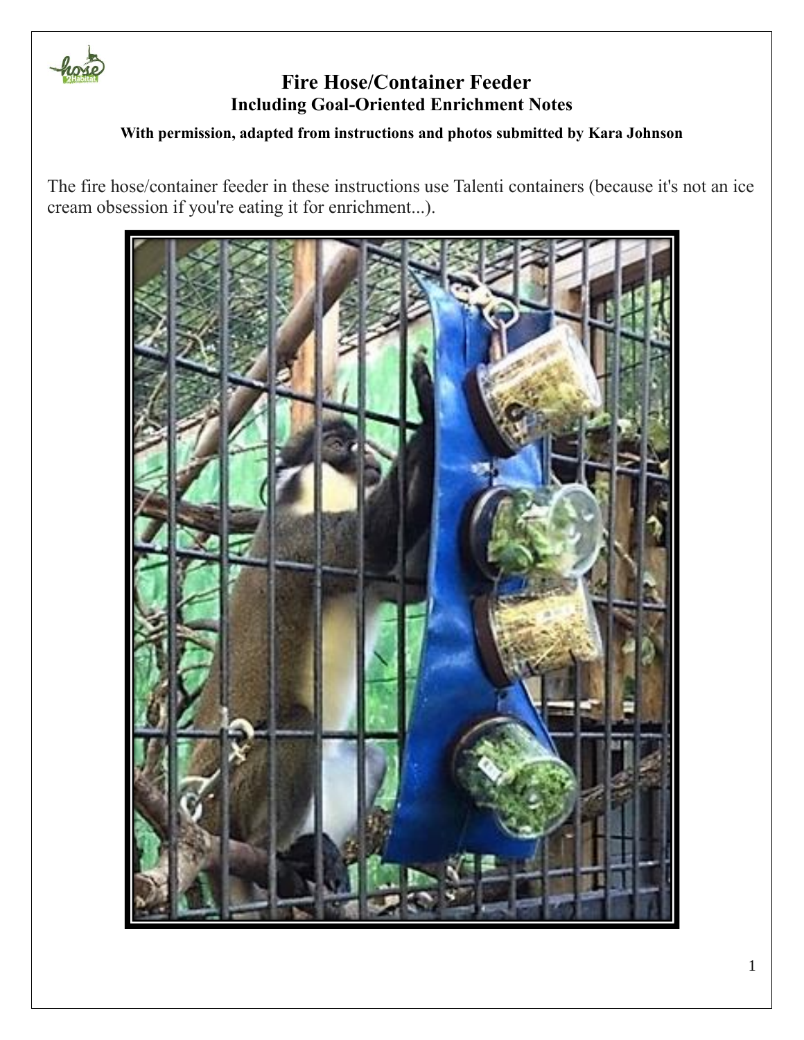# Fire Hose/Container Feeder

## Including Goal-Oriented Enrichment Notes

**With permission, adapted from instructions and photos submitted by Kara Johnson**

The fire hose/container feeder in these instructions use Talenti containers (because it's not an ice cream obsession if you're eating it for enrichment...).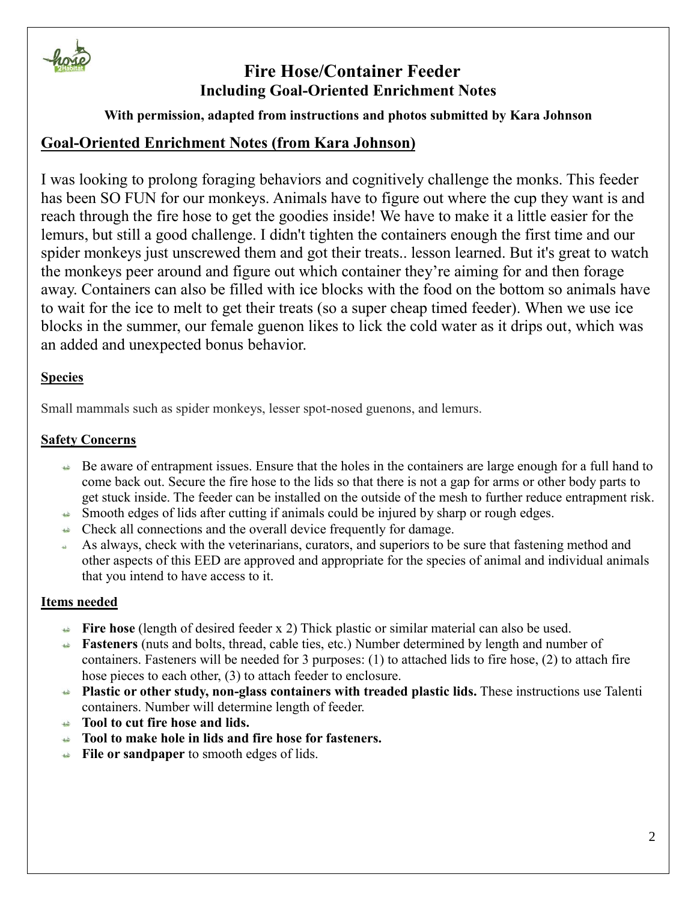# Fire Hose/Container Feeder
## Including Goal-Oriented Enrichment Notes

**With permission, adapted from instructions and photos submitted by Kara Johnson**

## Goal-Oriented Enrichment Notes (from Kara Johnson)

I was looking to prolong foraging behaviors and cognitively challenge the monks. This feeder has been SO FUN for our monkeys. Animals have to figure out where the cup they want is and reach through the fire hose to get the goodies inside! We have to make it a little easier for the lemurs, but still a good challenge. I didn't tighten the containers enough the first time and our spider monkeys just unscrewed them and got their treats.. lesson learned. But it's great to watch the monkeys peer around and figure out which container they're aiming for and then forage away. Containers can also be filled with ice blocks with the food on the bottom so animals have to wait for the ice to melt to get their treats (so a super cheap timed feeder). When we use ice blocks in the summer, our female guenon likes to lick the cold water as it drips out, which was an added and unexpected bonus behavior.

### Species

Small mammals such as spider monkeys, lesser spot-nosed guenons, and lemurs.

### Safety Concerns

- Be aware of entrapment issues. Ensure that the holes in the containers are large enough for a full hand to come back out. Secure the fire hose to the lids so that there is not a gap for arms or other body parts to get stuck inside. The feeder can be installed on the outside of the mesh to further reduce entrapment risk.
- Smooth edges of lids after cutting if animals could be injured by sharp or rough edges.
- Check all connections and the overall device frequently for damage.
- As always, check with the veterinarians, curators, and superiors to be sure that fastening method and other aspects of this EED are approved and appropriate for the species of animal and individual animals that you intend to have access to it.

### Items needed

- **Fire hose** (length of desired feeder x 2) Thick plastic or similar material can also be used.
- **Fasteners** (nuts and bolts, thread, cable ties, etc.) Number determined by length and number of containers. Fasteners will be needed for 3 purposes: (1) to attached lids to fire hose, (2) to attach fire hose pieces to each other, (3) to attach feeder to enclosure.
- **Plastic or other study, non-glass containers with treaded plastic lids.** These instructions use Talenti containers. Number will determine length of feeder.
- **Tool to cut fire hose and lids.**
- **Tool to make hole in lids and fire hose for fasteners.**
- **File or sandpaper** to smooth edges of lids.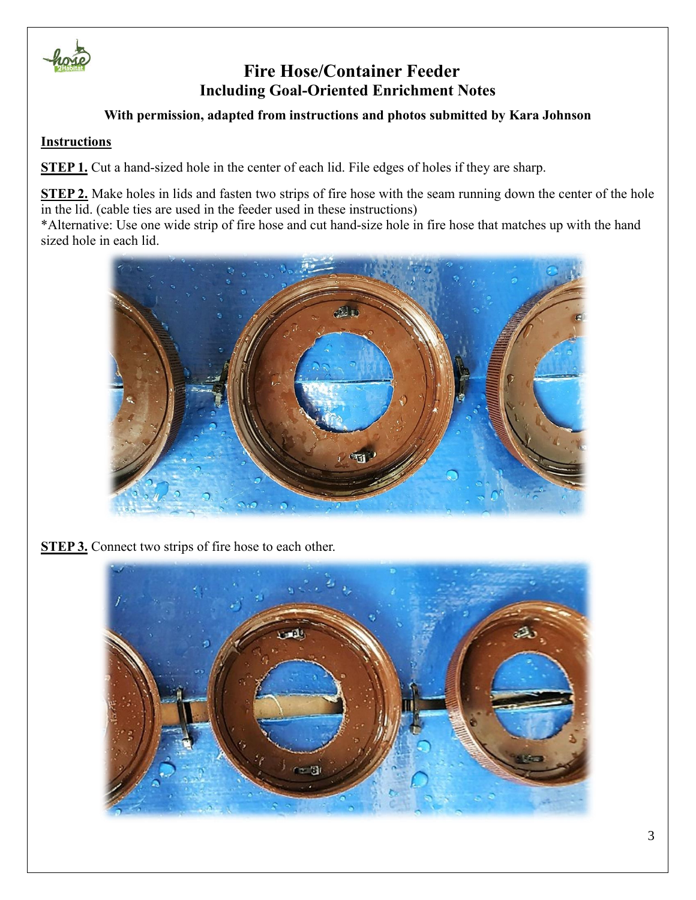# Fire Hose/Container Feeder
## Including Goal-Oriented Enrichment Notes

**With permission, adapted from instructions and photos submitted by Kara Johnson**

**Instructions**

**STEP 1.** Cut a hand-sized hole in the center of each lid. File edges of holes if they are sharp.

**STEP 2.** Make holes in lids and fasten two strips of fire hose with the seam running down the center of the hole in the lid. (cable ties are used in the feeder used in these instructions)
*Alternative: Use one wide strip of fire hose and cut hand-size hole in fire hose that matches up with the hand sized hole in each lid.

**STEP 3.** Connect two strips of fire hose to each other.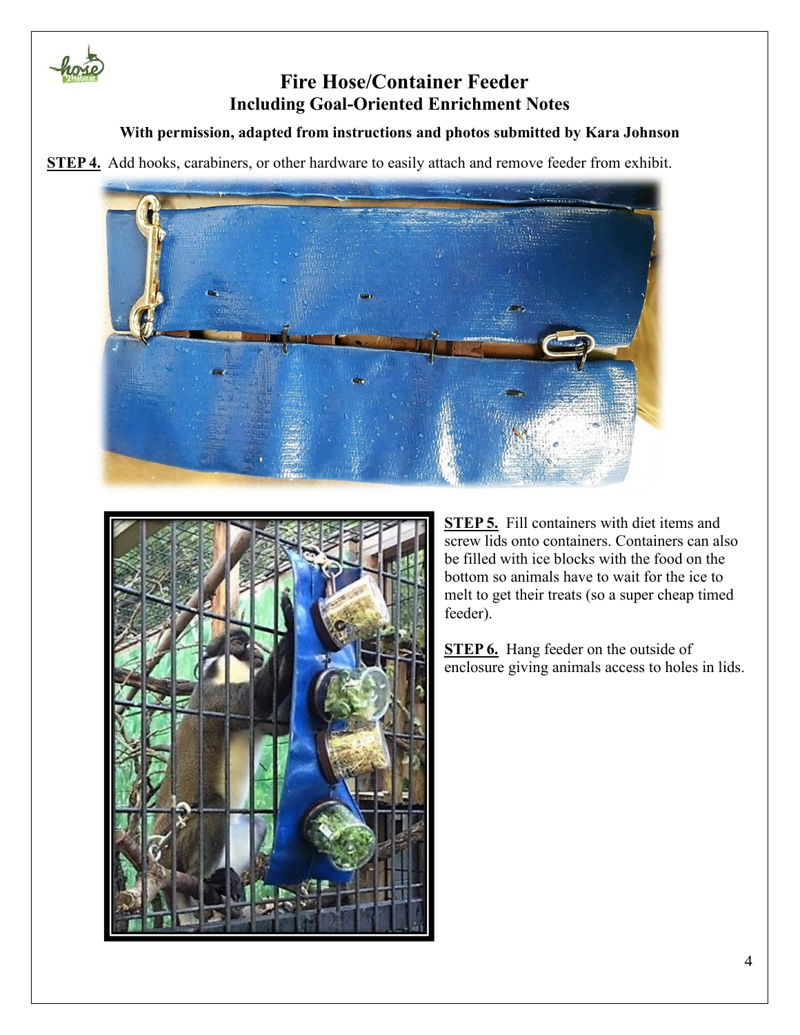# Fire Hose/Container Feeder

## Including Goal-Oriented Enrichment Notes

**With permission, adapted from instructions and photos submitted by Kara Johnson**

**STEP 4.** Add hooks, carabiners, or other hardware to easily attach and remove feeder from exhibit.

**STEP 5.** Fill containers with diet items and screw lids onto containers. Containers can also be filled with ice blocks with the food on the bottom so animals have to wait for the ice to melt to get their treats (so a super cheap timed feeder).

**STEP 6.** Hang feeder on the outside of enclosure giving animals access to holes in lids.